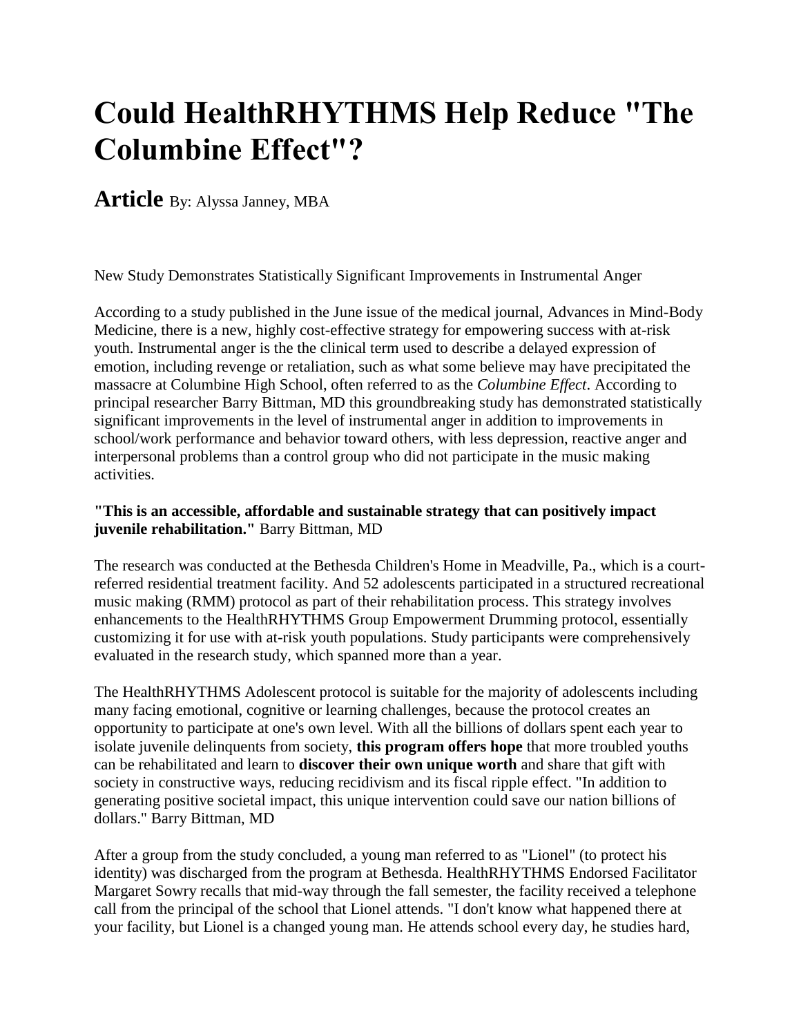# Could HealthRHYTHMS Help Reduce "The Columbine Effect"?

## Article By: Alyssa Janney, MBA

New Study Demonstrates Statistically Significant Improvements in Instrumental Anger

According to a study published in the June issue of the medical journal, Advances in Mind-Body Medicine, there is a new, highly cost-effective strategy for empowering success with at-risk youth. Instrumental anger is the the clinical term used to describe a delayed expression of emotion, including revenge or retaliation, such as what some believe may have precipitated the massacre at Columbine High School, often referred to as the *Columbine Effect*. According to principal researcher Barry Bittman, MD this groundbreaking study has demonstrated statistically significant improvements in the level of instrumental anger in addition to improvements in school/work performance and behavior toward others, with less depression, reactive anger and interpersonal problems than a control group who did not participate in the music making activities.

**"This is an accessible, affordable and sustainable strategy that can positively impact juvenile rehabilitation."** Barry Bittman, MD

The research was conducted at the Bethesda Children's Home in Meadville, Pa., which is a court-referred residential treatment facility. And 52 adolescents participated in a structured recreational music making (RMM) protocol as part of their rehabilitation process. This strategy involves enhancements to the HealthRHYTHMS Group Empowerment Drumming protocol, essentially customizing it for use with at-risk youth populations. Study participants were comprehensively evaluated in the research study, which spanned more than a year.

The HealthRHYTHMS Adolescent protocol is suitable for the majority of adolescents including many facing emotional, cognitive or learning challenges, because the protocol creates an opportunity to participate at one's own level. With all the billions of dollars spent each year to isolate juvenile delinquents from society, **this program offers hope** that more troubled youths can be rehabilitated and learn to **discover their own unique worth** and share that gift with society in constructive ways, reducing recidivism and its fiscal ripple effect. "In addition to generating positive societal impact, this unique intervention could save our nation billions of dollars." Barry Bittman, MD

After a group from the study concluded, a young man referred to as "Lionel" (to protect his identity) was discharged from the program at Bethesda. HealthRHYTHMS Endorsed Facilitator Margaret Sowry recalls that mid-way through the fall semester, the facility received a telephone call from the principal of the school that Lionel attends. "I don't know what happened there at your facility, but Lionel is a changed young man. He attends school every day, he studies hard,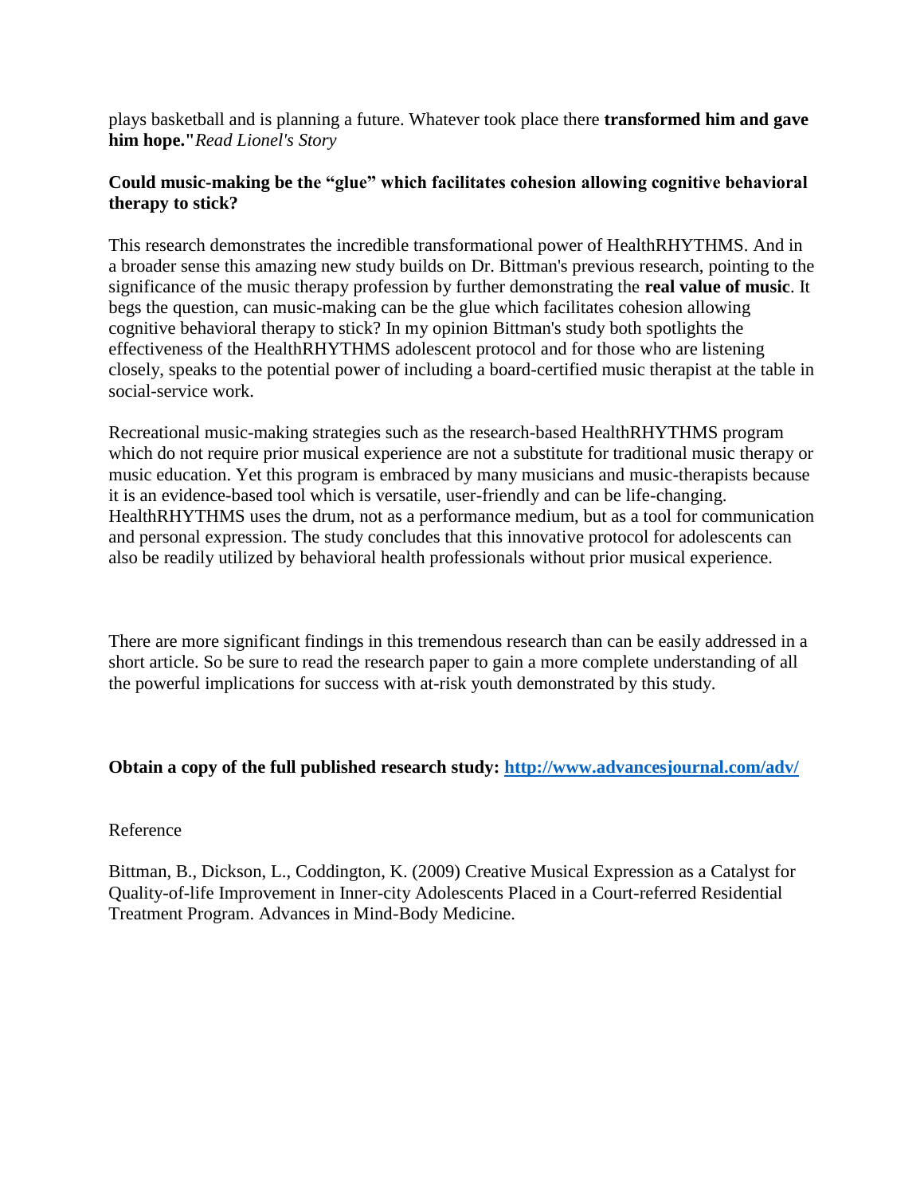plays basketball and is planning a future. Whatever took place there **transformed him and gave him hope."** *Read Lionel's Story*

**Could music-making be the "glue" which facilitates cohesion allowing cognitive behavioral therapy to stick?**

This research demonstrates the incredible transformational power of HealthRHYTHMS. And in a broader sense this amazing new study builds on Dr. Bittman's previous research, pointing to the significance of the music therapy profession by further demonstrating the **real value of music**. It begs the question, can music-making can be the glue which facilitates cohesion allowing cognitive behavioral therapy to stick? In my opinion Bittman's study both spotlights the effectiveness of the HealthRHYTHMS adolescent protocol and for those who are listening closely, speaks to the potential power of including a board-certified music therapist at the table in social-service work.

Recreational music-making strategies such as the research-based HealthRHYTHMS program which do not require prior musical experience are not a substitute for traditional music therapy or music education. Yet this program is embraced by many musicians and music-therapists because it is an evidence-based tool which is versatile, user-friendly and can be life-changing. HealthRHYTHMS uses the drum, not as a performance medium, but as a tool for communication and personal expression. The study concludes that this innovative protocol for adolescents can also be readily utilized by behavioral health professionals without prior musical experience.

There are more significant findings in this tremendous research than can be easily addressed in a short article. So be sure to read the research paper to gain a more complete understanding of all the powerful implications for success with at-risk youth demonstrated by this study.

**Obtain a copy of the full published research study: [http://www.advancesjournal.com/adv/](http://www.advancesjournal.com/adv/)**

Reference

Bittman, B., Dickson, L., Coddington, K. (2009) Creative Musical Expression as a Catalyst for Quality-of-life Improvement in Inner-city Adolescents Placed in a Court-referred Residential Treatment Program. Advances in Mind-Body Medicine.